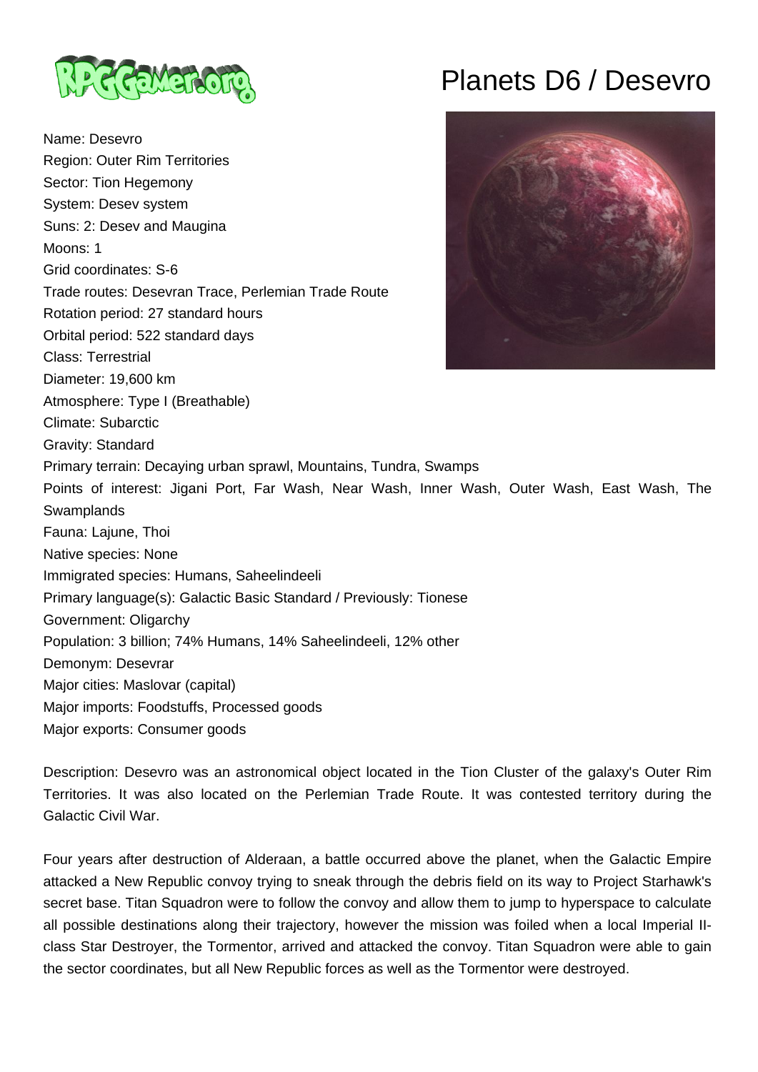# Planets D6 / Desevro

Name: Desevro
Region: Outer Rim Territories
Sector: Tion Hegemony
System: Desev system
Suns: 2: Desev and Maugina
Moons: 1
Grid coordinates: S-6
Trade routes: Desevran Trace, Perlemian Trade Route
Rotation period: 27 standard hours
Orbital period: 522 standard days
Class: Terrestrial
Diameter: 19,600 km
Atmosphere: Type I (Breathable)
Climate: Subarctic
Gravity: Standard
Primary terrain: Decaying urban sprawl, Mountains, Tundra, Swamps
Points of interest: Jigani Port, Far Wash, Near Wash, Inner Wash, Outer Wash, East Wash, The Swamplands
Fauna: Lajune, Thoi
Native species: None
Immigrated species: Humans, Saheelindeeli
Primary language(s): Galactic Basic Standard / Previously: Tionese
Government: Oligarchy
Population: 3 billion; 74% Humans, 14% Saheelindeeli, 12% other
Demonym: Desevrar
Major cities: Maslovar (capital)
Major imports: Foodstuffs, Processed goods
Major exports: Consumer goods

Description: Desevro was an astronomical object located in the Tion Cluster of the galaxy's Outer Rim Territories. It was also located on the Perlemian Trade Route. It was contested territory during the Galactic Civil War.

Four years after destruction of Alderaan, a battle occurred above the planet, when the Galactic Empire attacked a New Republic convoy trying to sneak through the debris field on its way to Project Starhawk's secret base. Titan Squadron were to follow the convoy and allow them to jump to hyperspace to calculate all possible destinations along their trajectory, however the mission was foiled when a local Imperial II-class Star Destroyer, the Tormentor, arrived and attacked the convoy. Titan Squadron were able to gain the sector coordinates, but all New Republic forces as well as the Tormentor were destroyed.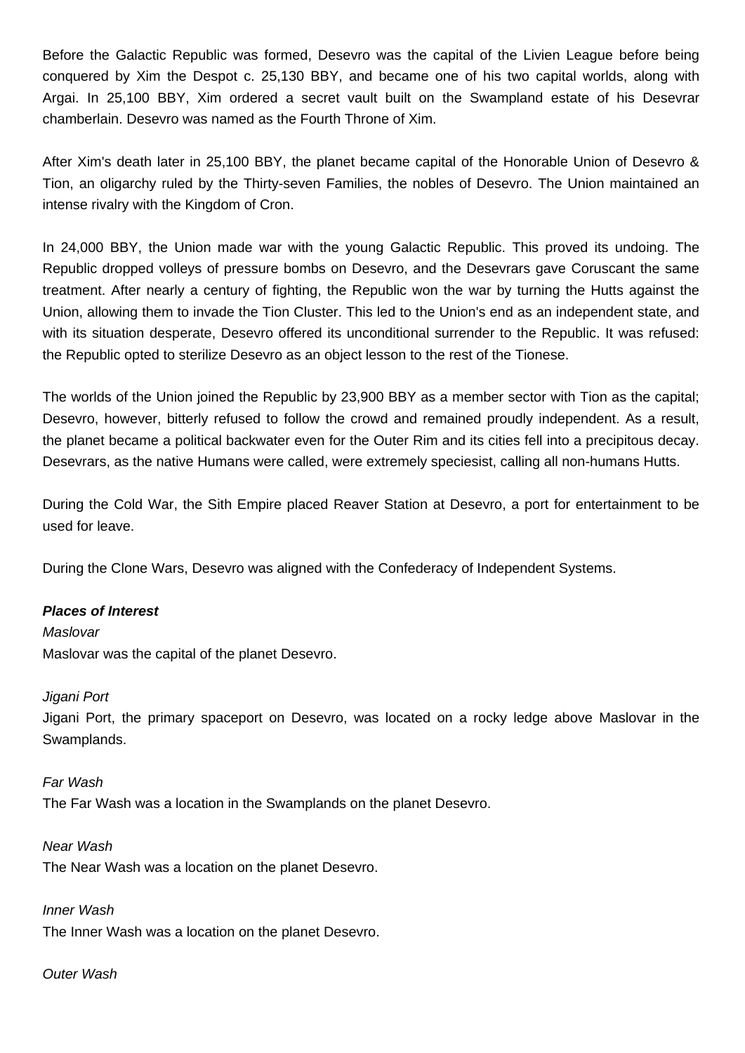Before the Galactic Republic was formed, Desevro was the capital of the Livien League before being conquered by Xim the Despot c. 25,130 BBY, and became one of his two capital worlds, along with Argai. In 25,100 BBY, Xim ordered a secret vault built on the Swampland estate of his Desevrar chamberlain. Desevro was named as the Fourth Throne of Xim.

After Xim's death later in 25,100 BBY, the planet became capital of the Honorable Union of Desevro & Tion, an oligarchy ruled by the Thirty-seven Families, the nobles of Desevro. The Union maintained an intense rivalry with the Kingdom of Cron.

In 24,000 BBY, the Union made war with the young Galactic Republic. This proved its undoing. The Republic dropped volleys of pressure bombs on Desevro, and the Desevrars gave Coruscant the same treatment. After nearly a century of fighting, the Republic won the war by turning the Hutts against the Union, allowing them to invade the Tion Cluster. This led to the Union's end as an independent state, and with its situation desperate, Desevro offered its unconditional surrender to the Republic. It was refused: the Republic opted to sterilize Desevro as an object lesson to the rest of the Tionese.

The worlds of the Union joined the Republic by 23,900 BBY as a member sector with Tion as the capital; Desevro, however, bitterly refused to follow the crowd and remained proudly independent. As a result, the planet became a political backwater even for the Outer Rim and its cities fell into a precipitous decay. Desevrars, as the native Humans were called, were extremely speciesist, calling all non-humans Hutts.

During the Cold War, the Sith Empire placed Reaver Station at Desevro, a port for entertainment to be used for leave.

During the Clone Wars, Desevro was aligned with the Confederacy of Independent Systems.

***Places of Interest***

*Maslovar*

Maslovar was the capital of the planet Desevro.

*Jigani Port*

Jigani Port, the primary spaceport on Desevro, was located on a rocky ledge above Maslovar in the Swamplands.

*Far Wash*

The Far Wash was a location in the Swamplands on the planet Desevro.

*Near Wash*

The Near Wash was a location on the planet Desevro.

*Inner Wash*

The Inner Wash was a location on the planet Desevro.

*Outer Wash*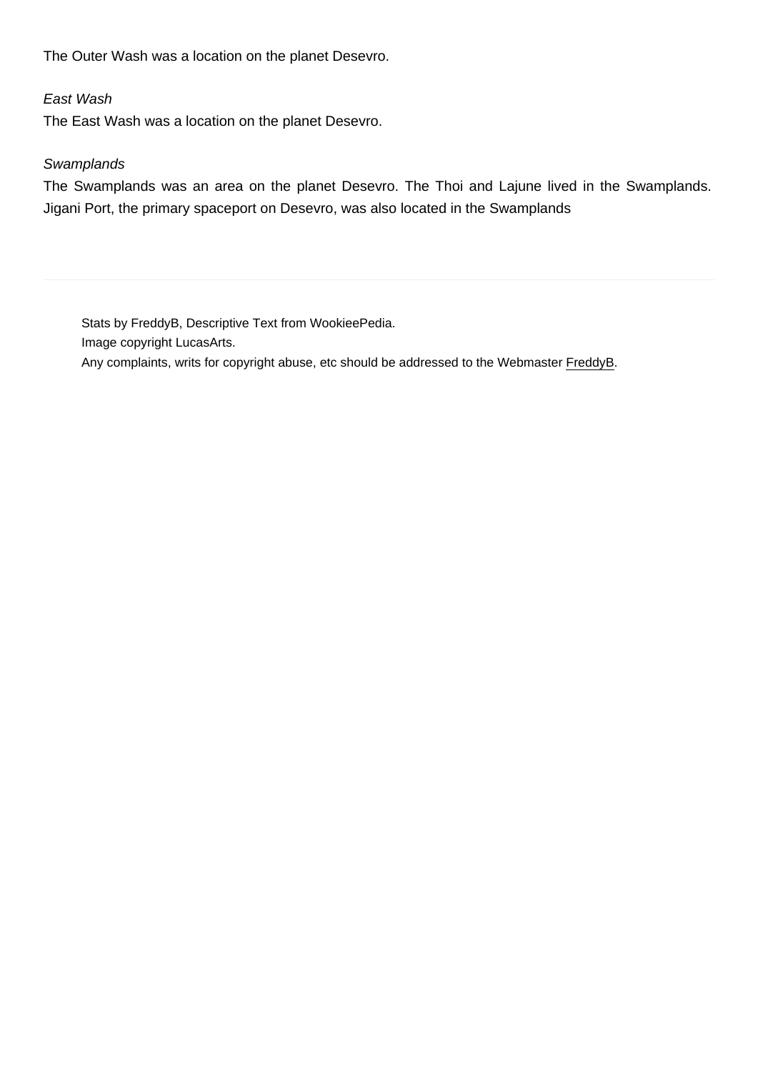The Outer Wash was a location on the planet Desevro.

*East Wash*

The East Wash was a location on the planet Desevro.

*Swamplands*

The Swamplands was an area on the planet Desevro. The Thoi and Lajune lived in the Swamplands. Jigani Port, the primary spaceport on Desevro, was also located in the Swamplands

---

Stats by FreddyB, Descriptive Text from WookieePedia.
Image copyright LucasArts.
Any complaints, writs for copyright abuse, etc should be addressed to the Webmaster FreddyB.